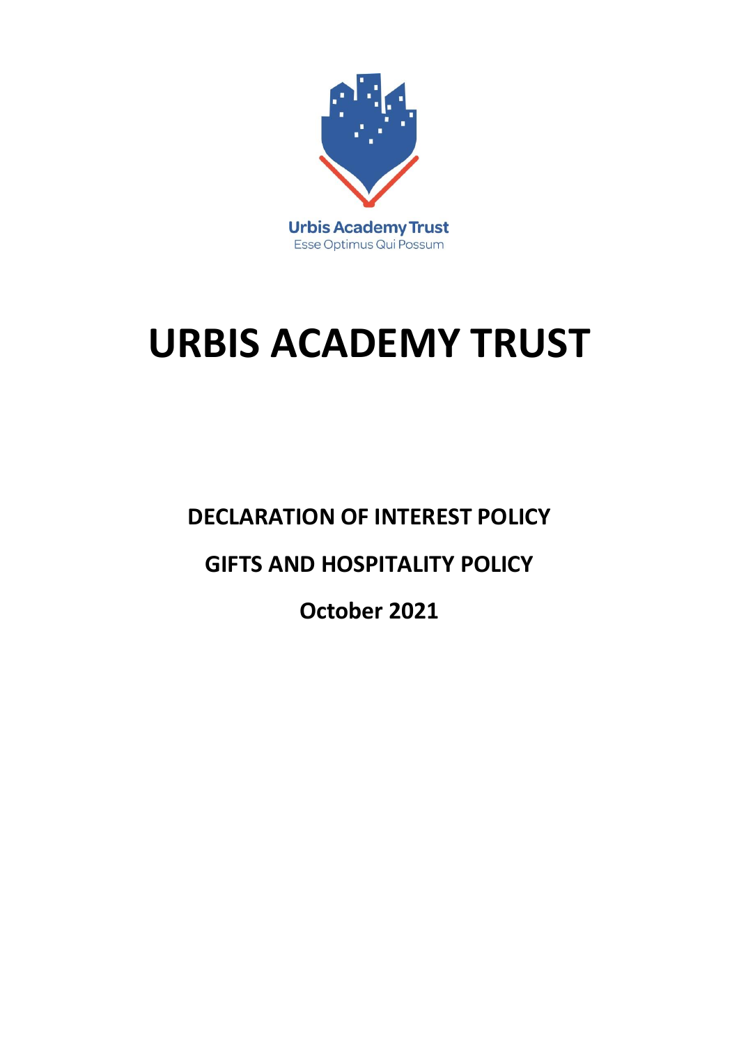Urbis Academy Trust
Esse Optimus Qui Possum

# URBIS ACADEMY TRUST

## DECLARATION OF INTEREST POLICY

## GIFTS AND HOSPITALITY POLICY

## October 2021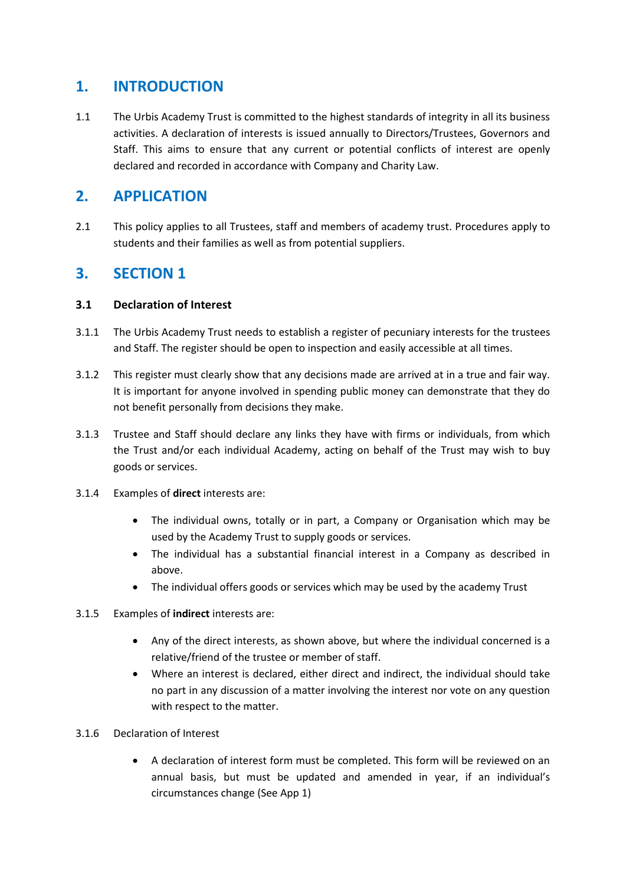## 1. INTRODUCTION

1.1 The Urbis Academy Trust is committed to the highest standards of integrity in all its business activities. A declaration of interests is issued annually to Directors/Trustees, Governors and Staff. This aims to ensure that any current or potential conflicts of interest are openly declared and recorded in accordance with Company and Charity Law.

## 2. APPLICATION

2.1 This policy applies to all Trustees, staff and members of academy trust. Procedures apply to students and their families as well as from potential suppliers.

## 3. SECTION 1

### 3.1 Declaration of Interest

3.1.1 The Urbis Academy Trust needs to establish a register of pecuniary interests for the trustees and Staff. The register should be open to inspection and easily accessible at all times.

3.1.2 This register must clearly show that any decisions made are arrived at in a true and fair way. It is important for anyone involved in spending public money can demonstrate that they do not benefit personally from decisions they make.

3.1.3 Trustee and Staff should declare any links they have with firms or individuals, from which the Trust and/or each individual Academy, acting on behalf of the Trust may wish to buy goods or services.

3.1.4 Examples of **direct** interests are:

- The individual owns, totally or in part, a Company or Organisation which may be used by the Academy Trust to supply goods or services.
- The individual has a substantial financial interest in a Company as described in above.
- The individual offers goods or services which may be used by the academy Trust

3.1.5 Examples of **indirect** interests are:

- Any of the direct interests, as shown above, but where the individual concerned is a relative/friend of the trustee or member of staff.
- Where an interest is declared, either direct and indirect, the individual should take no part in any discussion of a matter involving the interest nor vote on any question with respect to the matter.

3.1.6 Declaration of Interest

- A declaration of interest form must be completed. This form will be reviewed on an annual basis, but must be updated and amended in year, if an individual's circumstances change (See App 1)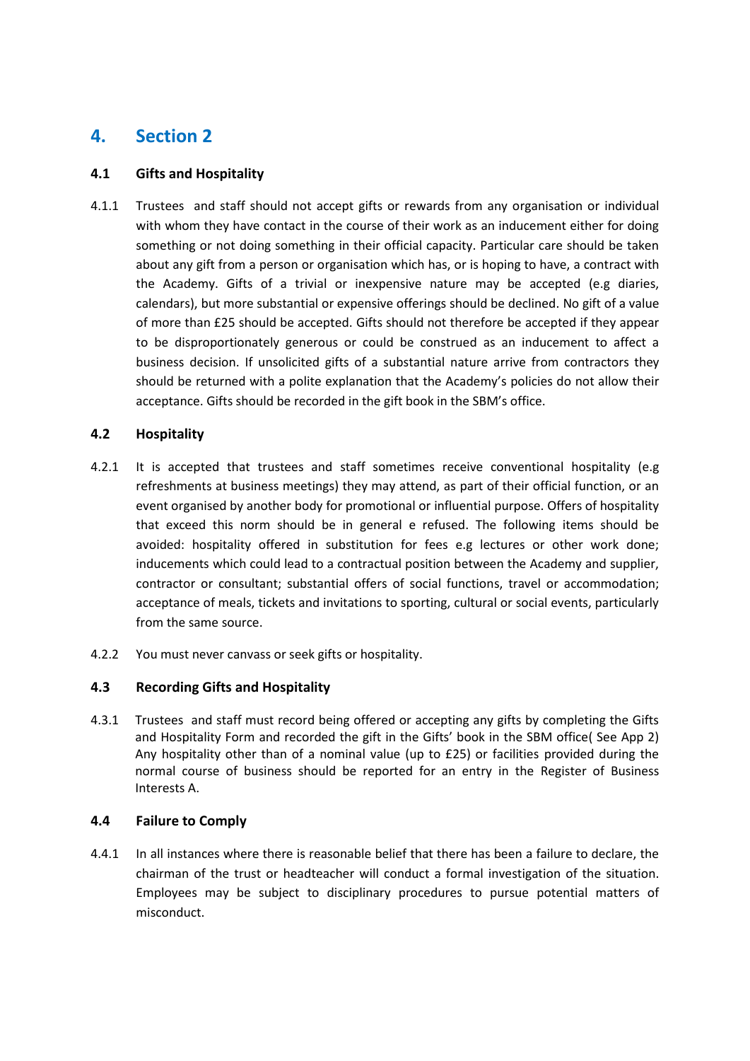## 4. Section 2

### 4.1 Gifts and Hospitality

4.1.1 Trustees and staff should not accept gifts or rewards from any organisation or individual with whom they have contact in the course of their work as an inducement either for doing something or not doing something in their official capacity. Particular care should be taken about any gift from a person or organisation which has, or is hoping to have, a contract with the Academy. Gifts of a trivial or inexpensive nature may be accepted (e.g diaries, calendars), but more substantial or expensive offerings should be declined. No gift of a value of more than £25 should be accepted. Gifts should not therefore be accepted if they appear to be disproportionately generous or could be construed as an inducement to affect a business decision. If unsolicited gifts of a substantial nature arrive from contractors they should be returned with a polite explanation that the Academy's policies do not allow their acceptance. Gifts should be recorded in the gift book in the SBM's office.

### 4.2 Hospitality

4.2.1 It is accepted that trustees and staff sometimes receive conventional hospitality (e.g refreshments at business meetings) they may attend, as part of their official function, or an event organised by another body for promotional or influential purpose. Offers of hospitality that exceed this norm should be in general e refused. The following items should be avoided: hospitality offered in substitution for fees e.g lectures or other work done; inducements which could lead to a contractual position between the Academy and supplier, contractor or consultant; substantial offers of social functions, travel or accommodation; acceptance of meals, tickets and invitations to sporting, cultural or social events, particularly from the same source.

4.2.2 You must never canvass or seek gifts or hospitality.

### 4.3 Recording Gifts and Hospitality

4.3.1 Trustees and staff must record being offered or accepting any gifts by completing the Gifts and Hospitality Form and recorded the gift in the Gifts' book in the SBM office( See App 2) Any hospitality other than of a nominal value (up to £25) or facilities provided during the normal course of business should be reported for an entry in the Register of Business Interests A.

### 4.4 Failure to Comply

4.4.1 In all instances where there is reasonable belief that there has been a failure to declare, the chairman of the trust or headteacher will conduct a formal investigation of the situation. Employees may be subject to disciplinary procedures to pursue potential matters of misconduct.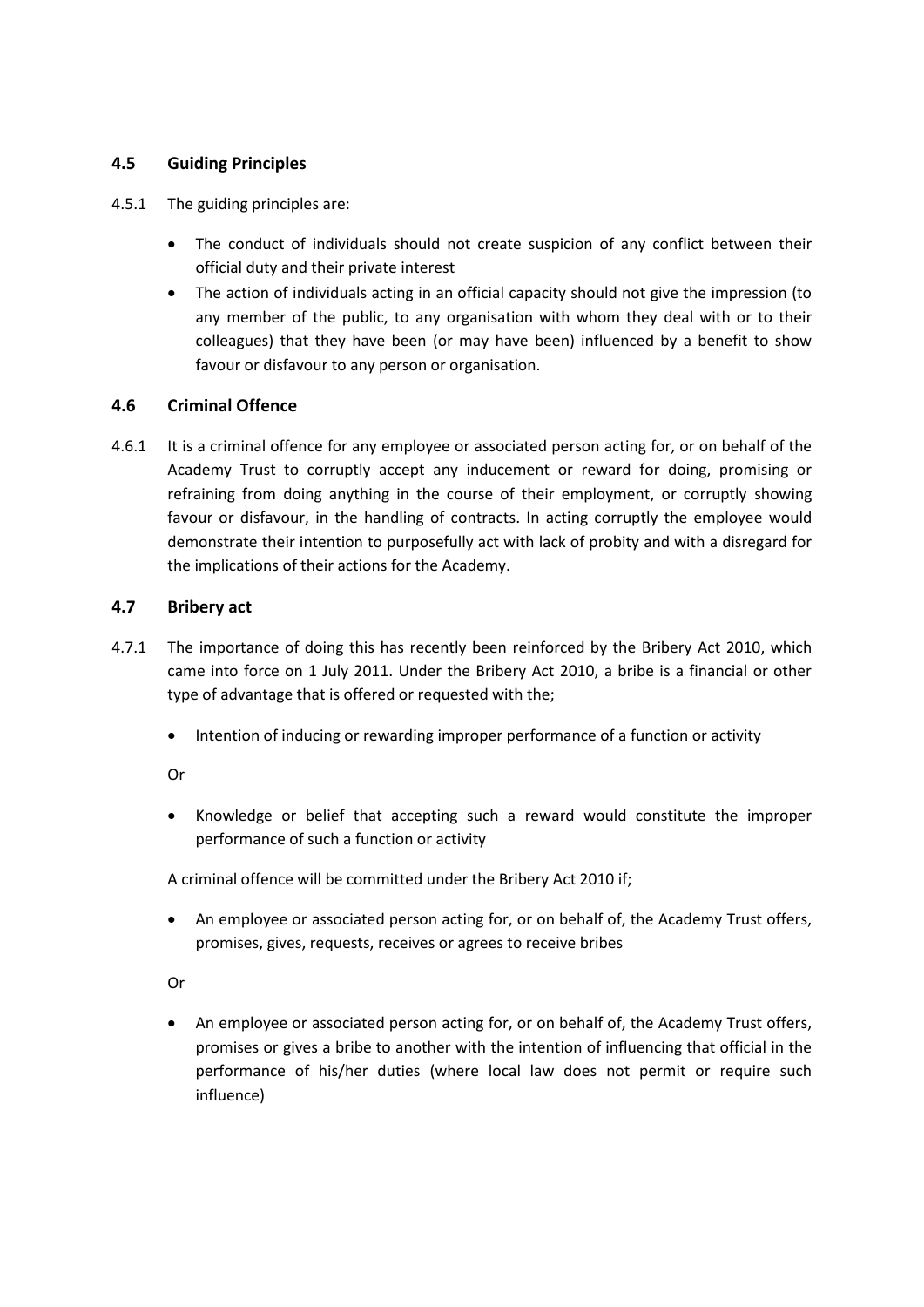## 4.5 Guiding Principles

4.5.1 The guiding principles are:

- The conduct of individuals should not create suspicion of any conflict between their official duty and their private interest
- The action of individuals acting in an official capacity should not give the impression (to any member of the public, to any organisation with whom they deal with or to their colleagues) that they have been (or may have been) influenced by a benefit to show favour or disfavour to any person or organisation.

## 4.6 Criminal Offence

4.6.1 It is a criminal offence for any employee or associated person acting for, or on behalf of the Academy Trust to corruptly accept any inducement or reward for doing, promising or refraining from doing anything in the course of their employment, or corruptly showing favour or disfavour, in the handling of contracts. In acting corruptly the employee would demonstrate their intention to purposefully act with lack of probity and with a disregard for the implications of their actions for the Academy.

## 4.7 Bribery act

4.7.1 The importance of doing this has recently been reinforced by the Bribery Act 2010, which came into force on 1 July 2011. Under the Bribery Act 2010, a bribe is a financial or other type of advantage that is offered or requested with the;

- Intention of inducing or rewarding improper performance of a function or activity

Or

- Knowledge or belief that accepting such a reward would constitute the improper performance of such a function or activity

A criminal offence will be committed under the Bribery Act 2010 if;

- An employee or associated person acting for, or on behalf of, the Academy Trust offers, promises, gives, requests, receives or agrees to receive bribes

Or

- An employee or associated person acting for, or on behalf of, the Academy Trust offers, promises or gives a bribe to another with the intention of influencing that official in the performance of his/her duties (where local law does not permit or require such influence)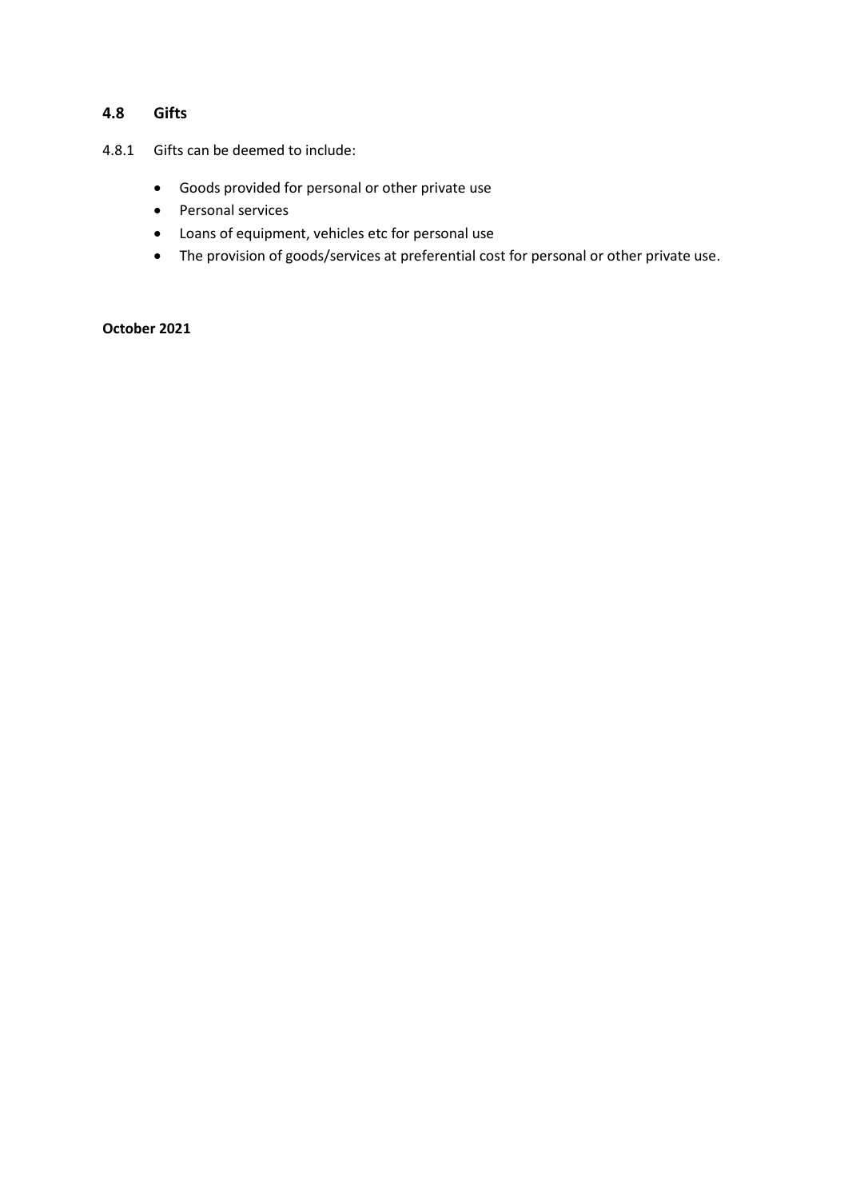### 4.8 Gifts

4.8.1 Gifts can be deemed to include:

- Goods provided for personal or other private use
- Personal services
- Loans of equipment, vehicles etc for personal use
- The provision of goods/services at preferential cost for personal or other private use.

**October 2021**